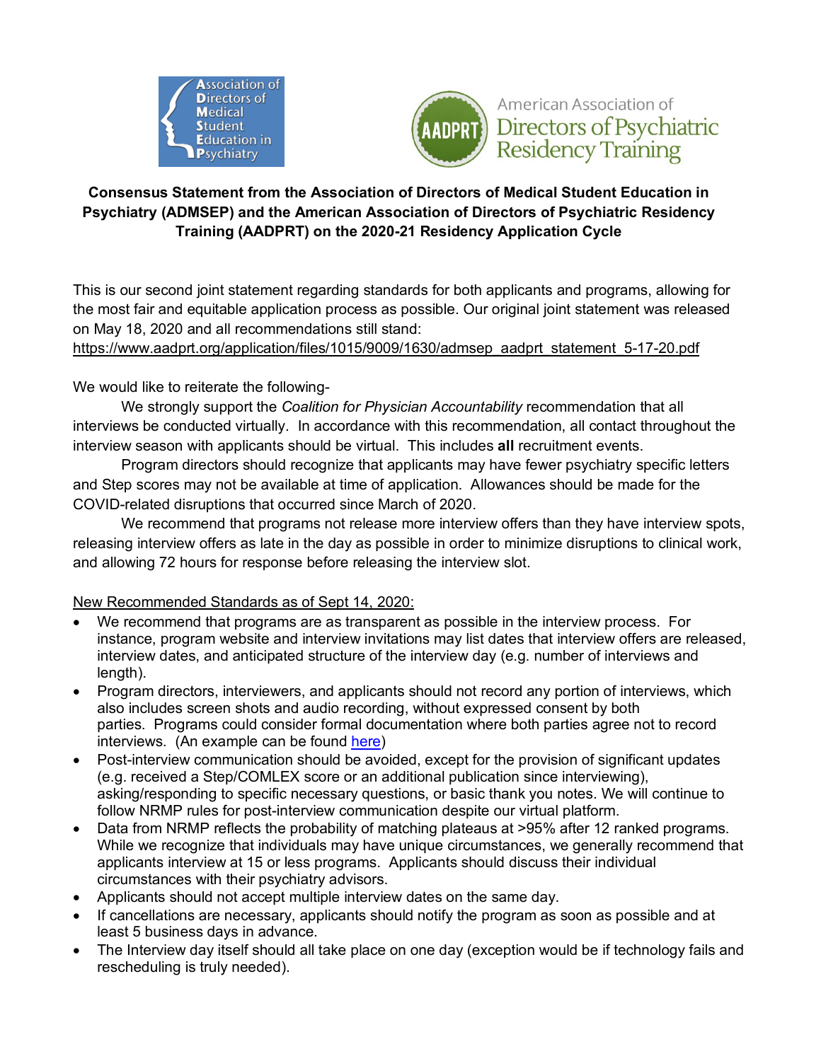Association of Directors of Medical Student Education in Psychiatry

American Association of Directors of Psychiatric Residency Training

**Consensus Statement from the Association of Directors of Medical Student Education in Psychiatry (ADMSEP) and the American Association of Directors of Psychiatric Residency Training (AADPRT) on the 2020-21 Residency Application Cycle**

This is our second joint statement regarding standards for both applicants and programs, allowing for the most fair and equitable application process as possible. Our original joint statement was released on May 18, 2020 and all recommendations still stand: https://www.aadprt.org/application/files/1015/9009/1630/admsep_aadprt_statement_5-17-20.pdf

We would like to reiterate the following-

We strongly support the *Coalition for Physician Accountability* recommendation that all interviews be conducted virtually. In accordance with this recommendation, all contact throughout the interview season with applicants should be virtual. This includes **all** recruitment events.

Program directors should recognize that applicants may have fewer psychiatry specific letters and Step scores may not be available at time of application. Allowances should be made for the COVID-related disruptions that occurred since March of 2020.

We recommend that programs not release more interview offers than they have interview spots, releasing interview offers as late in the day as possible in order to minimize disruptions to clinical work, and allowing 72 hours for response before releasing the interview slot.

New Recommended Standards as of Sept 14, 2020:

- We recommend that programs are as transparent as possible in the interview process. For instance, program website and interview invitations may list dates that interview offers are released, interview dates, and anticipated structure of the interview day (e.g. number of interviews and length).
- Program directors, interviewers, and applicants should not record any portion of interviews, which also includes screen shots and audio recording, without expressed consent by both parties. Programs could consider formal documentation where both parties agree not to record interviews. (An example can be found here)
- Post-interview communication should be avoided, except for the provision of significant updates (e.g. received a Step/COMLEX score or an additional publication since interviewing), asking/responding to specific necessary questions, or basic thank you notes. We will continue to follow NRMP rules for post-interview communication despite our virtual platform.
- Data from NRMP reflects the probability of matching plateaus at >95% after 12 ranked programs. While we recognize that individuals may have unique circumstances, we generally recommend that applicants interview at 15 or less programs. Applicants should discuss their individual circumstances with their psychiatry advisors.
- Applicants should not accept multiple interview dates on the same day.
- If cancellations are necessary, applicants should notify the program as soon as possible and at least 5 business days in advance.
- The Interview day itself should all take place on one day (exception would be if technology fails and rescheduling is truly needed).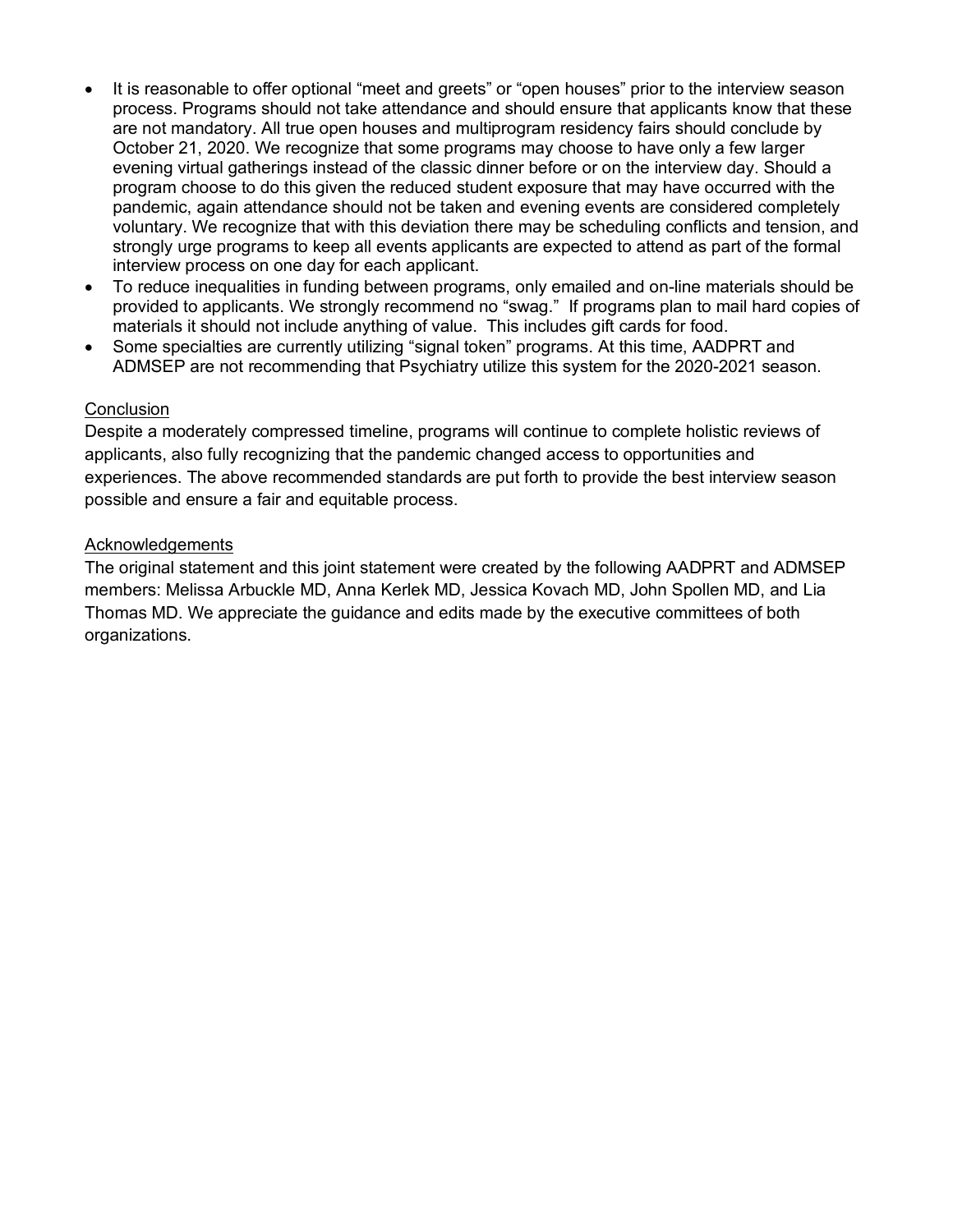- It is reasonable to offer optional "meet and greets" or "open houses" prior to the interview season process. Programs should not take attendance and should ensure that applicants know that these are not mandatory. All true open houses and multiprogram residency fairs should conclude by October 21, 2020. We recognize that some programs may choose to have only a few larger evening virtual gatherings instead of the classic dinner before or on the interview day. Should a program choose to do this given the reduced student exposure that may have occurred with the pandemic, again attendance should not be taken and evening events are considered completely voluntary. We recognize that with this deviation there may be scheduling conflicts and tension, and strongly urge programs to keep all events applicants are expected to attend as part of the formal interview process on one day for each applicant.
- To reduce inequalities in funding between programs, only emailed and on-line materials should be provided to applicants. We strongly recommend no "swag." If programs plan to mail hard copies of materials it should not include anything of value. This includes gift cards for food.
- Some specialties are currently utilizing "signal token" programs. At this time, AADPRT and ADMSEP are not recommending that Psychiatry utilize this system for the 2020-2021 season.

<u>Conclusion</u>

Despite a moderately compressed timeline, programs will continue to complete holistic reviews of applicants, also fully recognizing that the pandemic changed access to opportunities and experiences. The above recommended standards are put forth to provide the best interview season possible and ensure a fair and equitable process.

<u>Acknowledgements</u>

The original statement and this joint statement were created by the following AADPRT and ADMSEP members: Melissa Arbuckle MD, Anna Kerlek MD, Jessica Kovach MD, John Spollen MD, and Lia Thomas MD. We appreciate the guidance and edits made by the executive committees of both organizations.